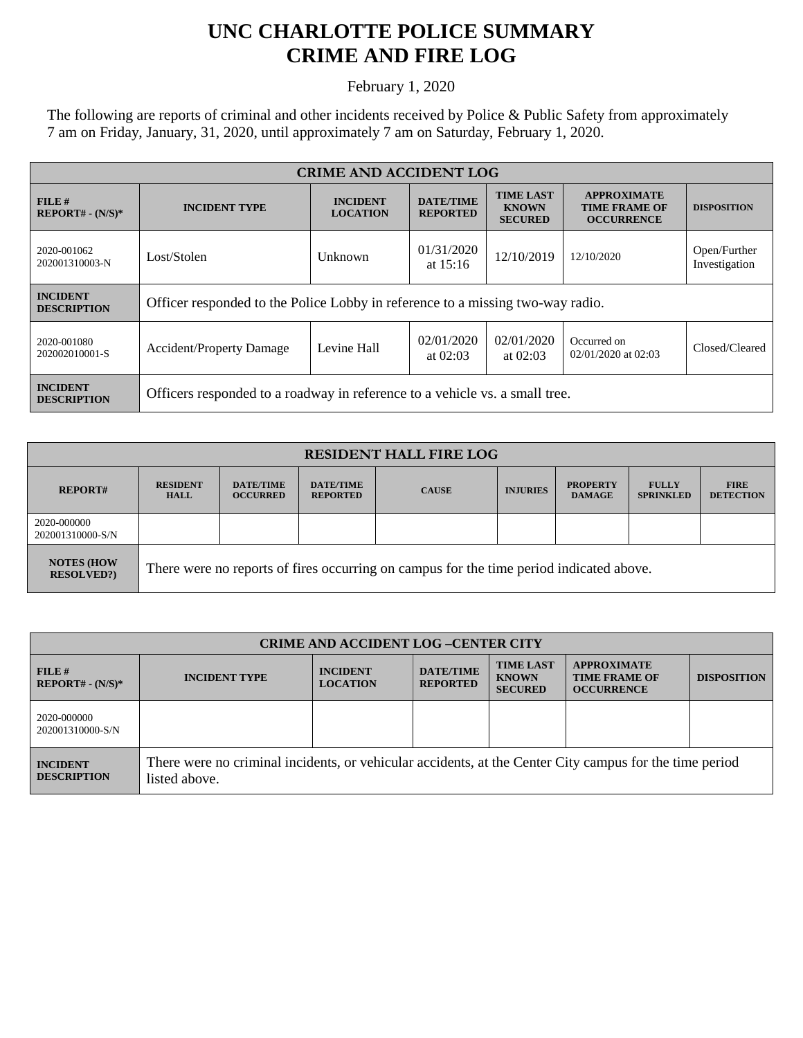# UNC CHARLOTTE POLICE SUMMARY
# CRIME AND FIRE LOG

February 1, 2020

The following are reports of criminal and other incidents received by Police & Public Safety from approximately 7 am on Friday, January, 31, 2020, until approximately 7 am on Saturday, February 1, 2020.

| CRIME AND ACCIDENT LOG | | | | | | |
|---|---|---|---|---|---|---|
| **FILE # REPORT# - (N/S)*** | **INCIDENT TYPE** | **INCIDENT LOCATION** | **DATE/TIME REPORTED** | **TIME LAST KNOWN SECURED** | **APPROXIMATE TIME FRAME OF OCCURRENCE** | **DISPOSITION** |
| 2020-001062 202001310003-N | Lost/Stolen | Unknown | 01/31/2020 at 15:16 | 12/10/2019 | 12/10/2020 | Open/Further Investigation |
| **INCIDENT DESCRIPTION** | Officer responded to the Police Lobby in reference to a missing two-way radio. | | | | | |
| 2020-001080 202002010001-S | Accident/Property Damage | Levine Hall | 02/01/2020 at 02:03 | 02/01/2020 at 02:03 | Occurred on 02/01/2020 at 02:03 | Closed/Cleared |
| **INCIDENT DESCRIPTION** | Officers responded to a roadway in reference to a vehicle vs. a small tree. | | | | | |

| RESIDENT HALL FIRE LOG | | | | | | | | |
|---|---|---|---|---|---|---|---|---|
| **REPORT#** | **RESIDENT HALL** | **DATE/TIME OCCURRED** | **DATE/TIME REPORTED** | **CAUSE** | **INJURIES** | **PROPERTY DAMAGE** | **FULLY SPRINKLED** | **FIRE DETECTION** |
| 2020-000000 202001310000-S/N | | | | | | | | |
| **NOTES (HOW RESOLVED?)** | There were no reports of fires occurring on campus for the time period indicated above. | | | | | | | |

| CRIME AND ACCIDENT LOG –CENTER CITY | | | | | | |
|---|---|---|---|---|---|---|
| **FILE # REPORT# - (N/S)*** | **INCIDENT TYPE** | **INCIDENT LOCATION** | **DATE/TIME REPORTED** | **TIME LAST KNOWN SECURED** | **APPROXIMATE TIME FRAME OF OCCURRENCE** | **DISPOSITION** |
| 2020-000000 202001310000-S/N | | | | | | |
| **INCIDENT DESCRIPTION** | There were no criminal incidents, or vehicular accidents, at the Center City campus for the time period listed above. | | | | | |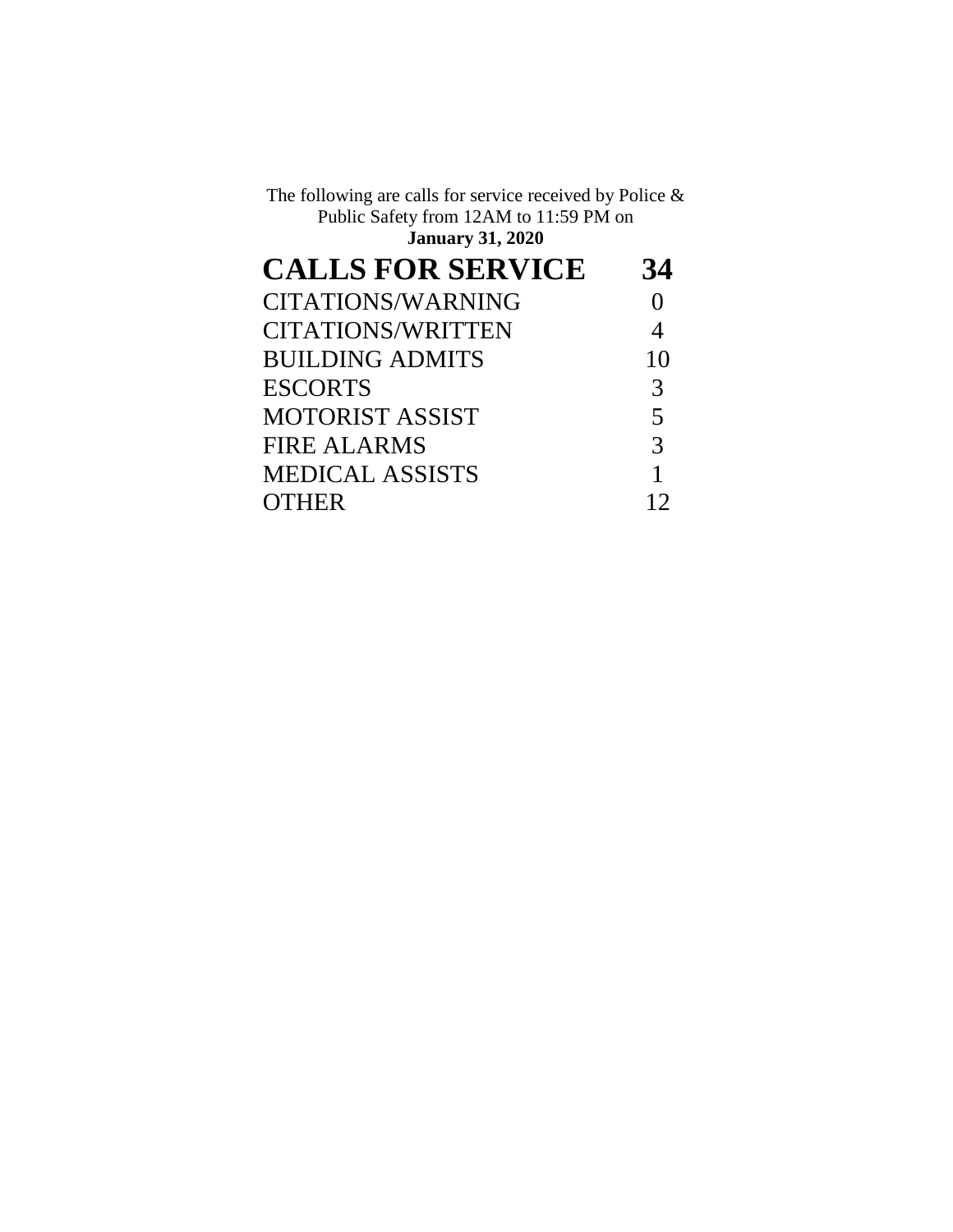The following are calls for service received by Police & Public Safety from 12AM to 11:59 PM on

**January 31, 2020**

| | |
|---|---|
| **CALLS FOR SERVICE** | **34** |
| CITATIONS/WARNING | 0 |
| CITATIONS/WRITTEN | 4 |
| BUILDING ADMITS | 10 |
| ESCORTS | 3 |
| MOTORIST ASSIST | 5 |
| FIRE ALARMS | 3 |
| MEDICAL ASSISTS | 1 |
| OTHER | 12 |